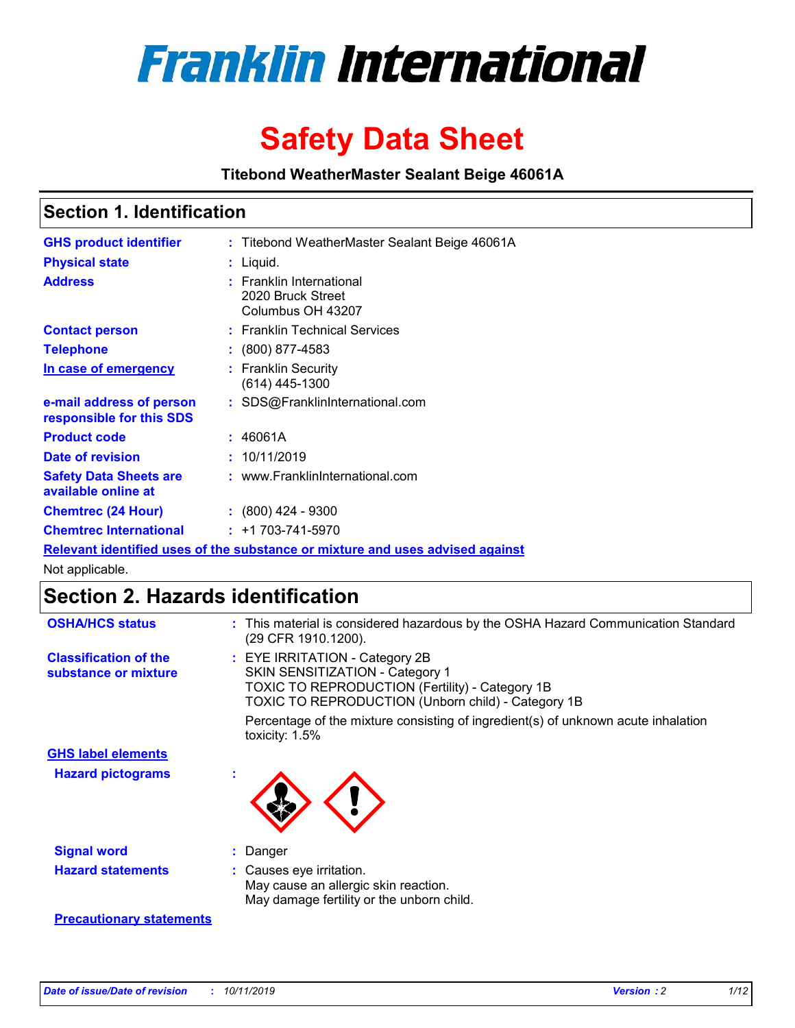# Franklin International

# Safety Data Sheet

**Titebond WeatherMaster Sealant Beige 46061A**

## Section 1. Identification

| | | |
|---|---|---|
| **GHS product identifier** | : | Titebond WeatherMaster Sealant Beige 46061A |
| **Physical state** | : | Liquid. |
| **Address** | : | Franklin International<br>2020 Bruck Street<br>Columbus OH 43207 |
| **Contact person** | : | Franklin Technical Services |
| **Telephone** | : | (800) 877-4583 |
| **In case of emergency** | : | Franklin Security<br>(614) 445-1300 |
| **e-mail address of person responsible for this SDS** | : | SDS@FranklinInternational.com |
| **Product code** | : | 46061A |
| **Date of revision** | : | 10/11/2019 |
| **Safety Data Sheets are available online at** | : | www.FranklinInternational.com |
| **Chemtrec (24 Hour)** | : | (800) 424 - 9300 |
| **Chemtrec International** | : | +1 703-741-5970 |

**Relevant identified uses of the substance or mixture and uses advised against**

Not applicable.

## Section 2. Hazards identification

| | | |
|---|---|---|
| **OSHA/HCS status** | : | This material is considered hazardous by the OSHA Hazard Communication Standard (29 CFR 1910.1200). |
| **Classification of the substance or mixture** | : | EYE IRRITATION - Category 2B<br>SKIN SENSITIZATION - Category 1<br>TOXIC TO REPRODUCTION (Fertility) - Category 1B<br>TOXIC TO REPRODUCTION (Unborn child) - Category 1B |
| | | Percentage of the mixture consisting of ingredient(s) of unknown acute inhalation toxicity: 1.5% |

**GHS label elements**

| | | |
|---|---|---|
| **Hazard pictograms** | : | |
| **Signal word** | : | Danger |
| **Hazard statements** | : | Causes eye irritation.<br>May cause an allergic skin reaction.<br>May damage fertility or the unborn child. |

**Precautionary statements**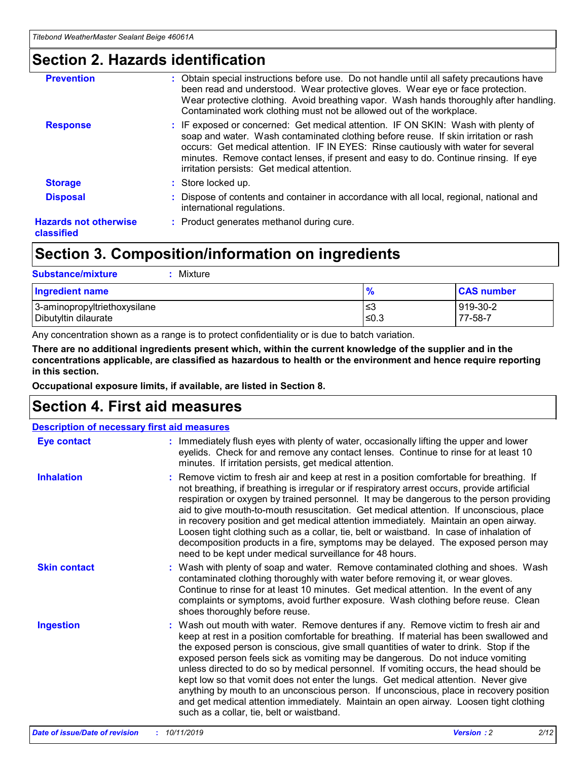# Section 2. Hazards identification

| | |
|---|---|
| **Prevention** | : Obtain special instructions before use. Do not handle until all safety precautions have been read and understood. Wear protective gloves. Wear eye or face protection. Wear protective clothing. Avoid breathing vapor. Wash hands thoroughly after handling. Contaminated work clothing must not be allowed out of the workplace. |
| **Response** | : IF exposed or concerned: Get medical attention. IF ON SKIN: Wash with plenty of soap and water. Wash contaminated clothing before reuse. If skin irritation or rash occurs: Get medical attention. IF IN EYES: Rinse cautiously with water for several minutes. Remove contact lenses, if present and easy to do. Continue rinsing. If eye irritation persists: Get medical attention. |
| **Storage** | : Store locked up. |
| **Disposal** | : Dispose of contents and container in accordance with all local, regional, national and international regulations. |
| **Hazards not otherwise classified** | : Product generates methanol during cure. |

# Section 3. Composition/information on ingredients

**Substance/mixture** : Mixture

| Ingredient name | % | CAS number |
|---|---|---|
| 3-aminopropyltriethoxysilane | ≤3 | 919-30-2 |
| Dibutyltin dilaurate | ≤0.3 | 77-58-7 |

Any concentration shown as a range is to protect confidentiality or is due to batch variation.

**There are no additional ingredients present which, within the current knowledge of the supplier and in the concentrations applicable, are classified as hazardous to health or the environment and hence require reporting in this section.**

**Occupational exposure limits, if available, are listed in Section 8.**

# Section 4. First aid measures

**Description of necessary first aid measures**

| | |
|---|---|
| **Eye contact** | : Immediately flush eyes with plenty of water, occasionally lifting the upper and lower eyelids. Check for and remove any contact lenses. Continue to rinse for at least 10 minutes. If irritation persists, get medical attention. |
| **Inhalation** | : Remove victim to fresh air and keep at rest in a position comfortable for breathing. If not breathing, if breathing is irregular or if respiratory arrest occurs, provide artificial respiration or oxygen by trained personnel. It may be dangerous to the person providing aid to give mouth-to-mouth resuscitation. Get medical attention. If unconscious, place in recovery position and get medical attention immediately. Maintain an open airway. Loosen tight clothing such as a collar, tie, belt or waistband. In case of inhalation of decomposition products in a fire, symptoms may be delayed. The exposed person may need to be kept under medical surveillance for 48 hours. |
| **Skin contact** | : Wash with plenty of soap and water. Remove contaminated clothing and shoes. Wash contaminated clothing thoroughly with water before removing it, or wear gloves. Continue to rinse for at least 10 minutes. Get medical attention. In the event of any complaints or symptoms, avoid further exposure. Wash clothing before reuse. Clean shoes thoroughly before reuse. |
| **Ingestion** | : Wash out mouth with water. Remove dentures if any. Remove victim to fresh air and keep at rest in a position comfortable for breathing. If material has been swallowed and the exposed person is conscious, give small quantities of water to drink. Stop if the exposed person feels sick as vomiting may be dangerous. Do not induce vomiting unless directed to do so by medical personnel. If vomiting occurs, the head should be kept low so that vomit does not enter the lungs. Get medical attention. Never give anything by mouth to an unconscious person. If unconscious, place in recovery position and get medical attention immediately. Maintain an open airway. Loosen tight clothing such as a collar, tie, belt or waistband. |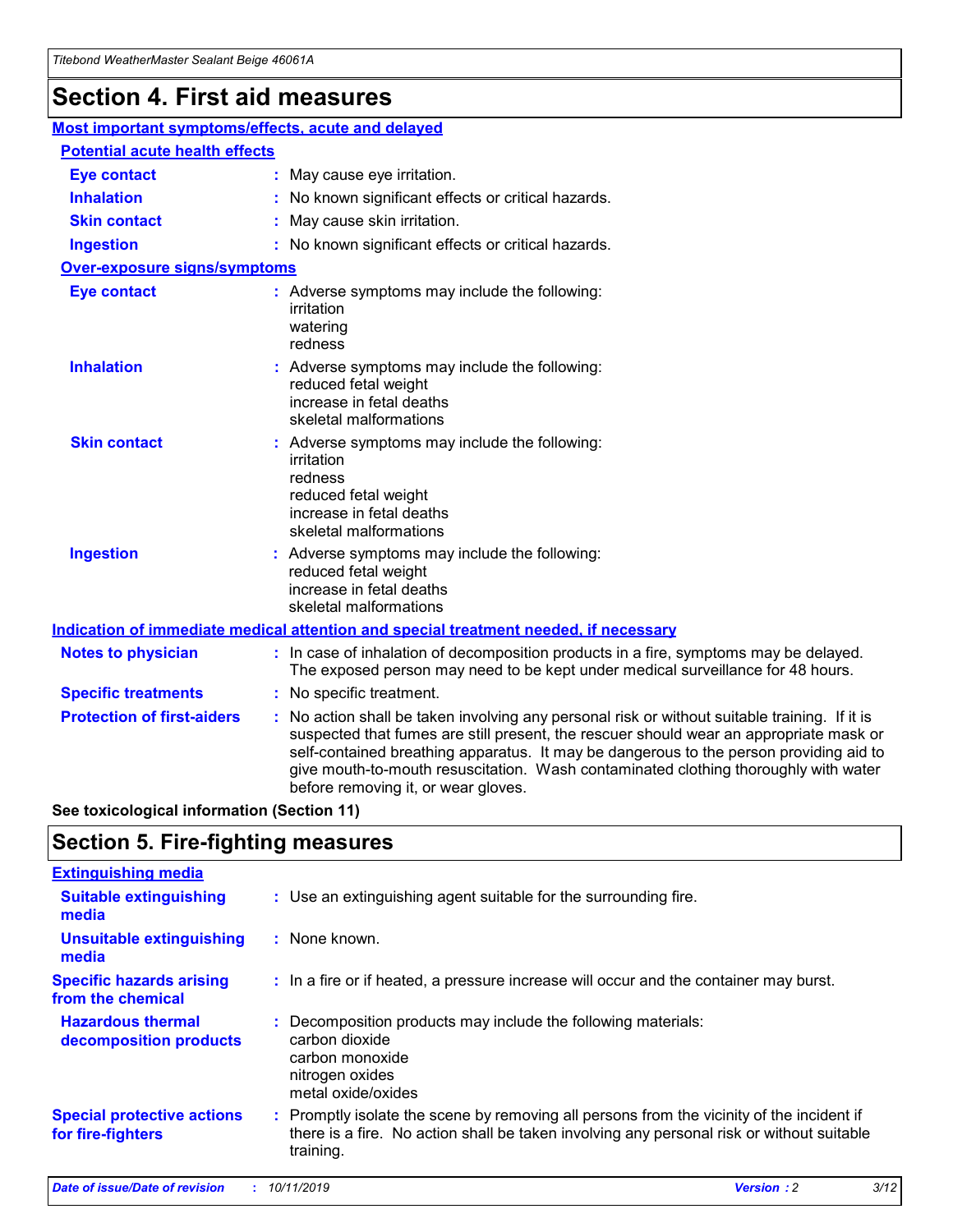# Section 4. First aid measures

**Most important symptoms/effects, acute and delayed**

**Potential acute health effects**

| | |
|---|---|
| **Eye contact** | : May cause eye irritation. |
| **Inhalation** | : No known significant effects or critical hazards. |
| **Skin contact** | : May cause skin irritation. |
| **Ingestion** | : No known significant effects or critical hazards. |

**Over-exposure signs/symptoms**

| | |
|---|---|
| **Eye contact** | : Adverse symptoms may include the following: irritation, watering, redness |
| **Inhalation** | : Adverse symptoms may include the following: reduced fetal weight, increase in fetal deaths, skeletal malformations |
| **Skin contact** | : Adverse symptoms may include the following: irritation, redness, reduced fetal weight, increase in fetal deaths, skeletal malformations |
| **Ingestion** | : Adverse symptoms may include the following: reduced fetal weight, increase in fetal deaths, skeletal malformations |

**Indication of immediate medical attention and special treatment needed, if necessary**

| | |
|---|---|
| **Notes to physician** | : In case of inhalation of decomposition products in a fire, symptoms may be delayed. The exposed person may need to be kept under medical surveillance for 48 hours. |
| **Specific treatments** | : No specific treatment. |
| **Protection of first-aiders** | : No action shall be taken involving any personal risk or without suitable training. If it is suspected that fumes are still present, the rescuer should wear an appropriate mask or self-contained breathing apparatus. It may be dangerous to the person providing aid to give mouth-to-mouth resuscitation. Wash contaminated clothing thoroughly with water before removing it, or wear gloves. |

**See toxicological information (Section 11)**

# Section 5. Fire-fighting measures

**Extinguishing media**

| | |
|---|---|
| **Suitable extinguishing media** | : Use an extinguishing agent suitable for the surrounding fire. |
| **Unsuitable extinguishing media** | : None known. |
| **Specific hazards arising from the chemical** | : In a fire or if heated, a pressure increase will occur and the container may burst. |
| **Hazardous thermal decomposition products** | : Decomposition products may include the following materials: carbon dioxide, carbon monoxide, nitrogen oxides, metal oxide/oxides |
| **Special protective actions for fire-fighters** | : Promptly isolate the scene by removing all persons from the vicinity of the incident if there is a fire. No action shall be taken involving any personal risk or without suitable training. |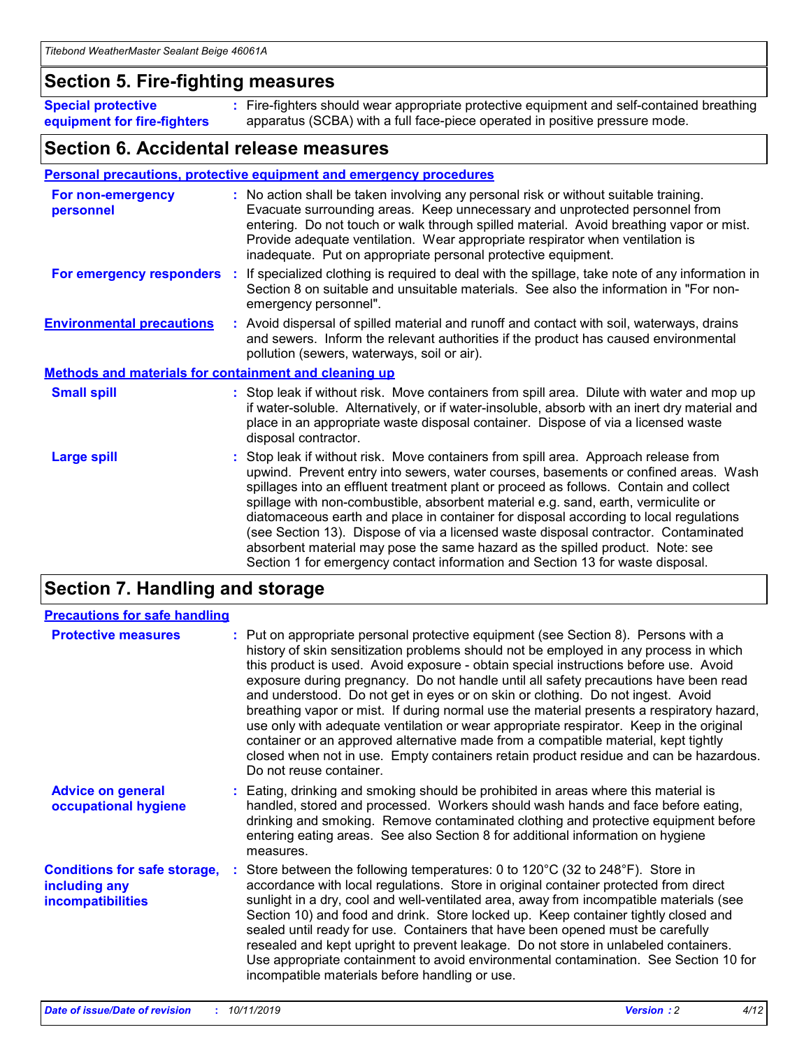## Section 5. Fire-fighting measures

**Special protective equipment for fire-fighters** : Fire-fighters should wear appropriate protective equipment and self-contained breathing apparatus (SCBA) with a full face-piece operated in positive pressure mode.

## Section 6. Accidental release measures

### Personal precautions, protective equipment and emergency procedures

**For non-emergency personnel** : No action shall be taken involving any personal risk or without suitable training. Evacuate surrounding areas. Keep unnecessary and unprotected personnel from entering. Do not touch or walk through spilled material. Avoid breathing vapor or mist. Provide adequate ventilation. Wear appropriate respirator when ventilation is inadequate. Put on appropriate personal protective equipment.

**For emergency responders** : If specialized clothing is required to deal with the spillage, take note of any information in Section 8 on suitable and unsuitable materials. See also the information in "For non-emergency personnel".

**Environmental precautions** : Avoid dispersal of spilled material and runoff and contact with soil, waterways, drains and sewers. Inform the relevant authorities if the product has caused environmental pollution (sewers, waterways, soil or air).

### Methods and materials for containment and cleaning up

**Small spill** : Stop leak if without risk. Move containers from spill area. Dilute with water and mop up if water-soluble. Alternatively, or if water-insoluble, absorb with an inert dry material and place in an appropriate waste disposal container. Dispose of via a licensed waste disposal contractor.

**Large spill** : Stop leak if without risk. Move containers from spill area. Approach release from upwind. Prevent entry into sewers, water courses, basements or confined areas. Wash spillages into an effluent treatment plant or proceed as follows. Contain and collect spillage with non-combustible, absorbent material e.g. sand, earth, vermiculite or diatomaceous earth and place in container for disposal according to local regulations (see Section 13). Dispose of via a licensed waste disposal contractor. Contaminated absorbent material may pose the same hazard as the spilled product. Note: see Section 1 for emergency contact information and Section 13 for waste disposal.

## Section 7. Handling and storage

### Precautions for safe handling

**Protective measures** : Put on appropriate personal protective equipment (see Section 8). Persons with a history of skin sensitization problems should not be employed in any process in which this product is used. Avoid exposure - obtain special instructions before use. Avoid exposure during pregnancy. Do not handle until all safety precautions have been read and understood. Do not get in eyes or on skin or clothing. Do not ingest. Avoid breathing vapor or mist. If during normal use the material presents a respiratory hazard, use only with adequate ventilation or wear appropriate respirator. Keep in the original container or an approved alternative made from a compatible material, kept tightly closed when not in use. Empty containers retain product residue and can be hazardous. Do not reuse container.

**Advice on general occupational hygiene** : Eating, drinking and smoking should be prohibited in areas where this material is handled, stored and processed. Workers should wash hands and face before eating, drinking and smoking. Remove contaminated clothing and protective equipment before entering eating areas. See also Section 8 for additional information on hygiene measures.

**Conditions for safe storage, including any incompatibilities** : Store between the following temperatures: 0 to 120°C (32 to 248°F). Store in accordance with local regulations. Store in original container protected from direct sunlight in a dry, cool and well-ventilated area, away from incompatible materials (see Section 10) and food and drink. Store locked up. Keep container tightly closed and sealed until ready for use. Containers that have been opened must be carefully resealed and kept upright to prevent leakage. Do not store in unlabeled containers. Use appropriate containment to avoid environmental contamination. See Section 10 for incompatible materials before handling or use.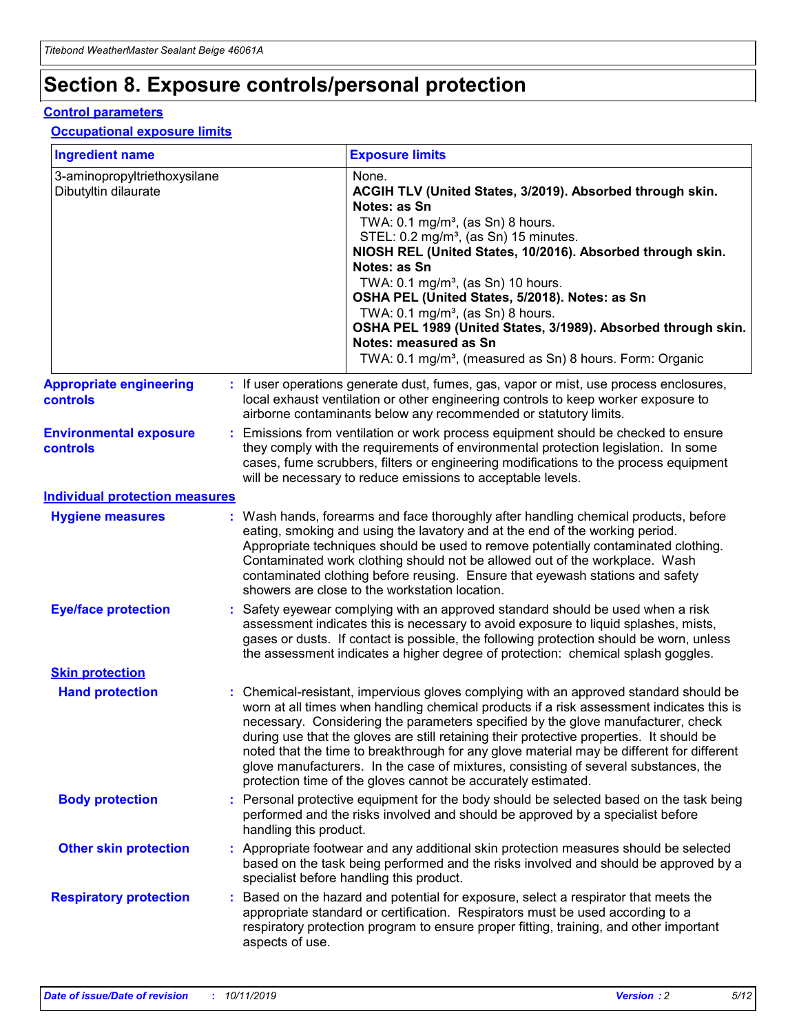# Section 8. Exposure controls/personal protection

## Control parameters

### Occupational exposure limits

| Ingredient name | Exposure limits |
|---|---|
| 3-aminopropyltriethoxysilane<br>Dibutyltin dilaurate | None.<br>**ACGIH TLV (United States, 3/2019). Absorbed through skin. Notes: as Sn**<br>TWA: 0.1 mg/m³, (as Sn) 8 hours.<br>STEL: 0.2 mg/m³, (as Sn) 15 minutes.<br>**NIOSH REL (United States, 10/2016). Absorbed through skin. Notes: as Sn**<br>TWA: 0.1 mg/m³, (as Sn) 10 hours.<br>**OSHA PEL (United States, 5/2018). Notes: as Sn**<br>TWA: 0.1 mg/m³, (as Sn) 8 hours.<br>**OSHA PEL 1989 (United States, 3/1989). Absorbed through skin. Notes: measured as Sn**<br>TWA: 0.1 mg/m³, (measured as Sn) 8 hours. Form: Organic |

**Appropriate engineering controls** : If user operations generate dust, fumes, gas, vapor or mist, use process enclosures, local exhaust ventilation or other engineering controls to keep worker exposure to airborne contaminants below any recommended or statutory limits.

**Environmental exposure controls** : Emissions from ventilation or work process equipment should be checked to ensure they comply with the requirements of environmental protection legislation. In some cases, fume scrubbers, filters or engineering modifications to the process equipment will be necessary to reduce emissions to acceptable levels.

## Individual protection measures

**Hygiene measures** : Wash hands, forearms and face thoroughly after handling chemical products, before eating, smoking and using the lavatory and at the end of the working period. Appropriate techniques should be used to remove potentially contaminated clothing. Contaminated work clothing should not be allowed out of the workplace. Wash contaminated clothing before reusing. Ensure that eyewash stations and safety showers are close to the workstation location.

**Eye/face protection** : Safety eyewear complying with an approved standard should be used when a risk assessment indicates this is necessary to avoid exposure to liquid splashes, mists, gases or dusts. If contact is possible, the following protection should be worn, unless the assessment indicates a higher degree of protection: chemical splash goggles.

### Skin protection

**Hand protection** : Chemical-resistant, impervious gloves complying with an approved standard should be worn at all times when handling chemical products if a risk assessment indicates this is necessary. Considering the parameters specified by the glove manufacturer, check during use that the gloves are still retaining their protective properties. It should be noted that the time to breakthrough for any glove material may be different for different glove manufacturers. In the case of mixtures, consisting of several substances, the protection time of the gloves cannot be accurately estimated.

**Body protection** : Personal protective equipment for the body should be selected based on the task being performed and the risks involved and should be approved by a specialist before handling this product.

**Other skin protection** : Appropriate footwear and any additional skin protection measures should be selected based on the task being performed and the risks involved and should be approved by a specialist before handling this product.

**Respiratory protection** : Based on the hazard and potential for exposure, select a respirator that meets the appropriate standard or certification. Respirators must be used according to a respiratory protection program to ensure proper fitting, training, and other important aspects of use.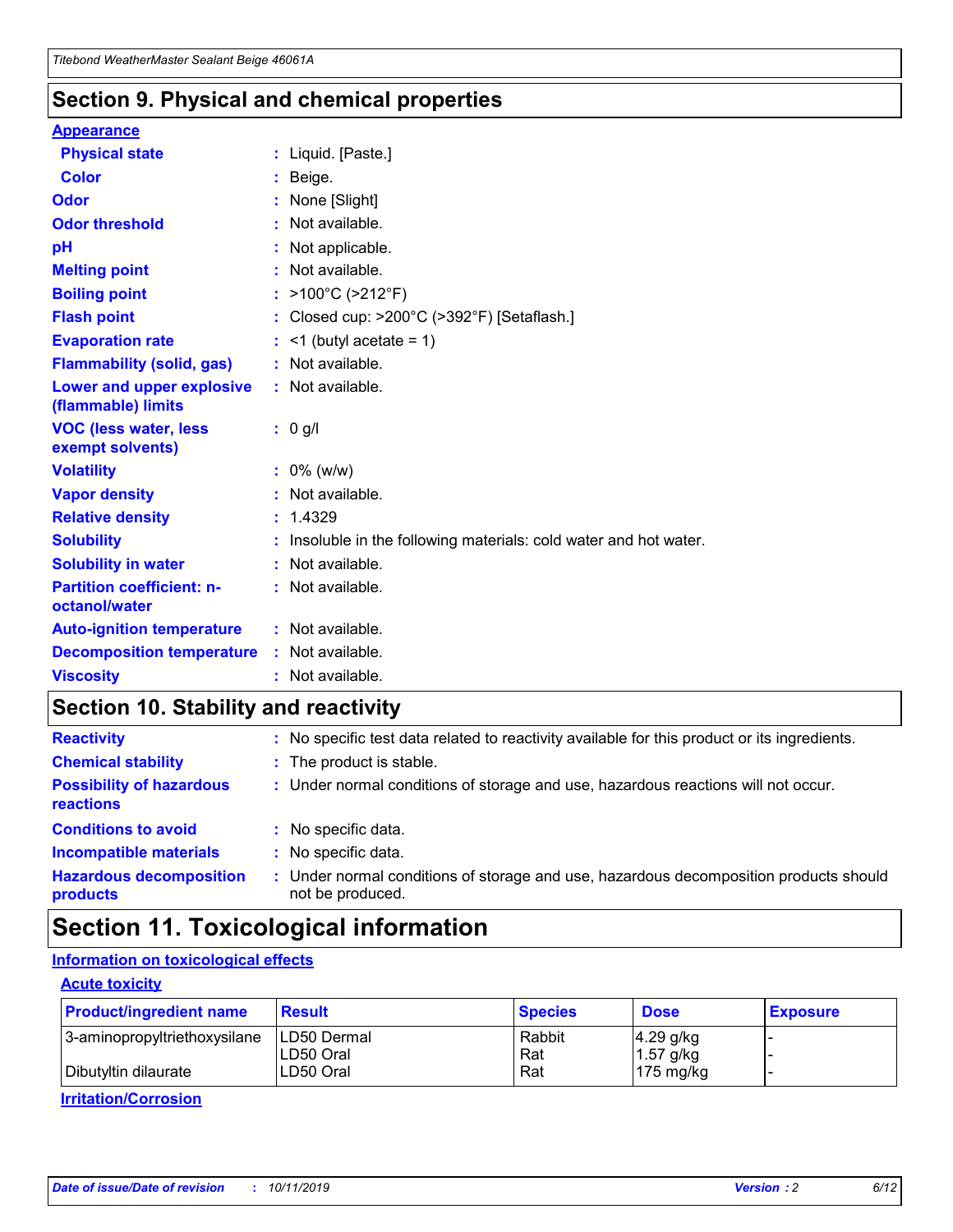## Section 9. Physical and chemical properties

### Appearance

| | |
|---|---|
| **Physical state** | : Liquid. [Paste.] |
| **Color** | : Beige. |
| **Odor** | : None [Slight] |
| **Odor threshold** | : Not available. |
| **pH** | : Not applicable. |
| **Melting point** | : Not available. |
| **Boiling point** | : >100°C (>212°F) |
| **Flash point** | : Closed cup: >200°C (>392°F) [Setaflash.] |
| **Evaporation rate** | : <1 (butyl acetate = 1) |
| **Flammability (solid, gas)** | : Not available. |
| **Lower and upper explosive (flammable) limits** | : Not available. |
| **VOC (less water, less exempt solvents)** | : 0 g/l |
| **Volatility** | : 0% (w/w) |
| **Vapor density** | : Not available. |
| **Relative density** | : 1.4329 |
| **Solubility** | : Insoluble in the following materials: cold water and hot water. |
| **Solubility in water** | : Not available. |
| **Partition coefficient: n-octanol/water** | : Not available. |
| **Auto-ignition temperature** | : Not available. |
| **Decomposition temperature** | : Not available. |
| **Viscosity** | : Not available. |

## Section 10. Stability and reactivity

| | |
|---|---|
| **Reactivity** | : No specific test data related to reactivity available for this product or its ingredients. |
| **Chemical stability** | : The product is stable. |
| **Possibility of hazardous reactions** | : Under normal conditions of storage and use, hazardous reactions will not occur. |
| **Conditions to avoid** | : No specific data. |
| **Incompatible materials** | : No specific data. |
| **Hazardous decomposition products** | : Under normal conditions of storage and use, hazardous decomposition products should not be produced. |

## Section 11. Toxicological information

### Information on toxicological effects

#### Acute toxicity

| Product/ingredient name | Result | Species | Dose | Exposure |
|---|---|---|---|---|
| 3-aminopropyltriethoxysilane | LD50 Dermal | Rabbit | 4.29 g/kg | - |
| | LD50 Oral | Rat | 1.57 g/kg | - |
| Dibutyltin dilaurate | LD50 Oral | Rat | 175 mg/kg | - |

#### Irritation/Corrosion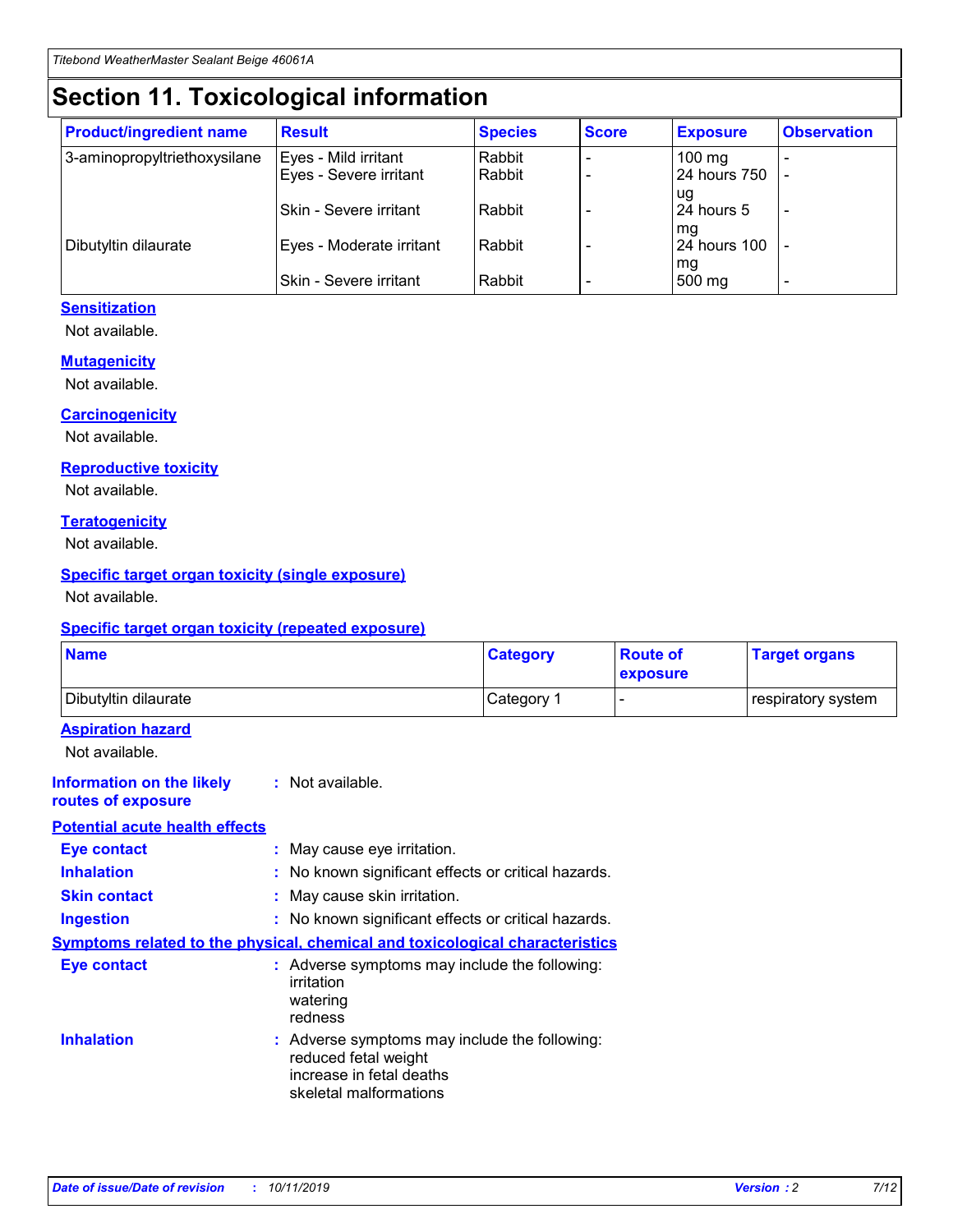# Section 11. Toxicological information

| Product/ingredient name | Result | Species | Score | Exposure | Observation |
|---|---|---|---|---|---|
| 3-aminopropyltriethoxysilane | Eyes - Mild irritant | Rabbit | - | 100 mg | - |
| | Eyes - Severe irritant | Rabbit | - | 24 hours 750 ug | - |
| | Skin - Severe irritant | Rabbit | - | 24 hours 5 mg | - |
| Dibutyltin dilaurate | Eyes - Moderate irritant | Rabbit | - | 24 hours 100 mg | - |
| | Skin - Severe irritant | Rabbit | - | 500 mg | - |

### Sensitization

Not available.

### Mutagenicity

Not available.

### Carcinogenicity

Not available.

### Reproductive toxicity

Not available.

### Teratogenicity

Not available.

### Specific target organ toxicity (single exposure)

Not available.

### Specific target organ toxicity (repeated exposure)

| Name | Category | Route of exposure | Target organs |
|---|---|---|---|
| Dibutyltin dilaurate | Category 1 | - | respiratory system |

### Aspiration hazard

Not available.

**Information on the likely routes of exposure** : Not available.

### Potential acute health effects

**Eye contact** : May cause eye irritation.

**Inhalation** : No known significant effects or critical hazards.

**Skin contact** : May cause skin irritation.

**Ingestion** : No known significant effects or critical hazards.

### Symptoms related to the physical, chemical and toxicological characteristics

**Eye contact** : Adverse symptoms may include the following:
irritation
watering
redness

**Inhalation** : Adverse symptoms may include the following:
reduced fetal weight
increase in fetal deaths
skeletal malformations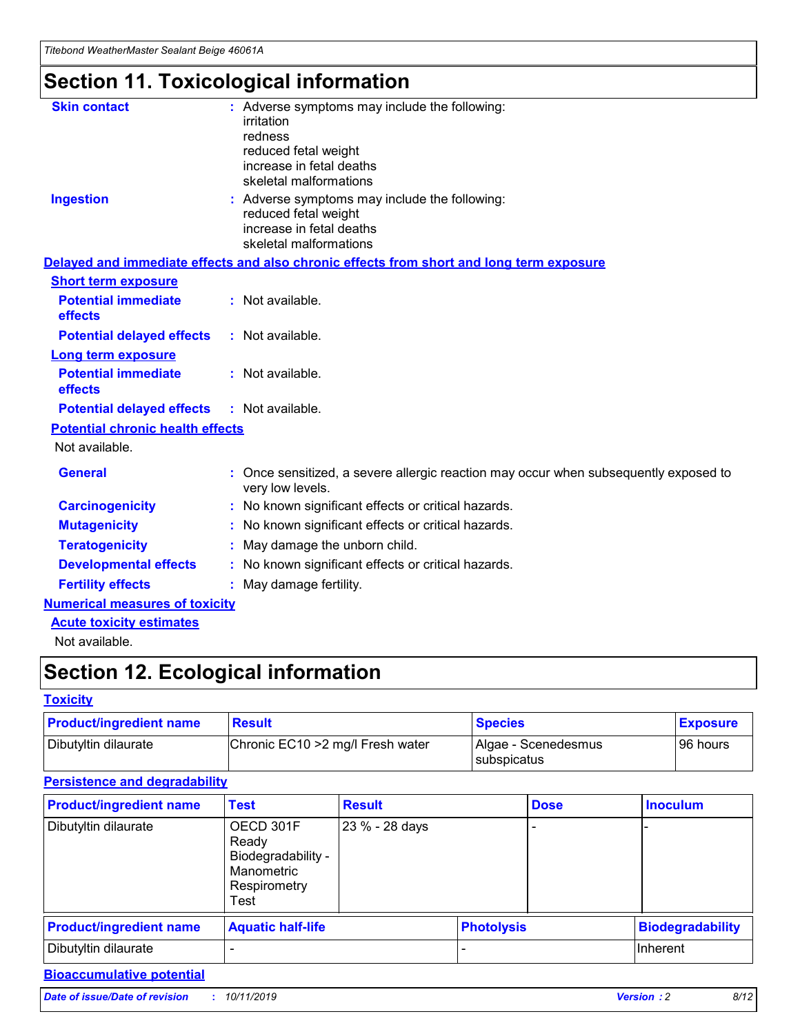# Section 11. Toxicological information

**Skin contact** : Adverse symptoms may include the following:
irritation
redness
reduced fetal weight
increase in fetal deaths
skeletal malformations

**Ingestion** : Adverse symptoms may include the following:
reduced fetal weight
increase in fetal deaths
skeletal malformations

**Delayed and immediate effects and also chronic effects from short and long term exposure**

**Short term exposure**

**Potential immediate effects** : Not available.

**Potential delayed effects** : Not available.

**Long term exposure**

**Potential immediate effects** : Not available.

**Potential delayed effects** : Not available.

**Potential chronic health effects**

Not available.

**General** : Once sensitized, a severe allergic reaction may occur when subsequently exposed to very low levels.

**Carcinogenicity** : No known significant effects or critical hazards.

**Mutagenicity** : No known significant effects or critical hazards.

**Teratogenicity** : May damage the unborn child.

**Developmental effects** : No known significant effects or critical hazards.

**Fertility effects** : May damage fertility.

**Numerical measures of toxicity**

**Acute toxicity estimates**

Not available.

# Section 12. Ecological information

**Toxicity**

| Product/ingredient name | Result | Species | Exposure |
|---|---|---|---|
| Dibutyltin dilaurate | Chronic EC10 >2 mg/l Fresh water | Algae - Scenedesmus subspicatus | 96 hours |

**Persistence and degradability**

| Product/ingredient name | Test | Result | Dose | Inoculum |
|---|---|---|---|---|
| Dibutyltin dilaurate | OECD 301F Ready Biodegradability - Manometric Respirometry Test | 23 % - 28 days | - | - |

| Product/ingredient name | Aquatic half-life | Photolysis | Biodegradability |
|---|---|---|---|
| Dibutyltin dilaurate | - | - | Inherent |

**Bioaccumulative potential**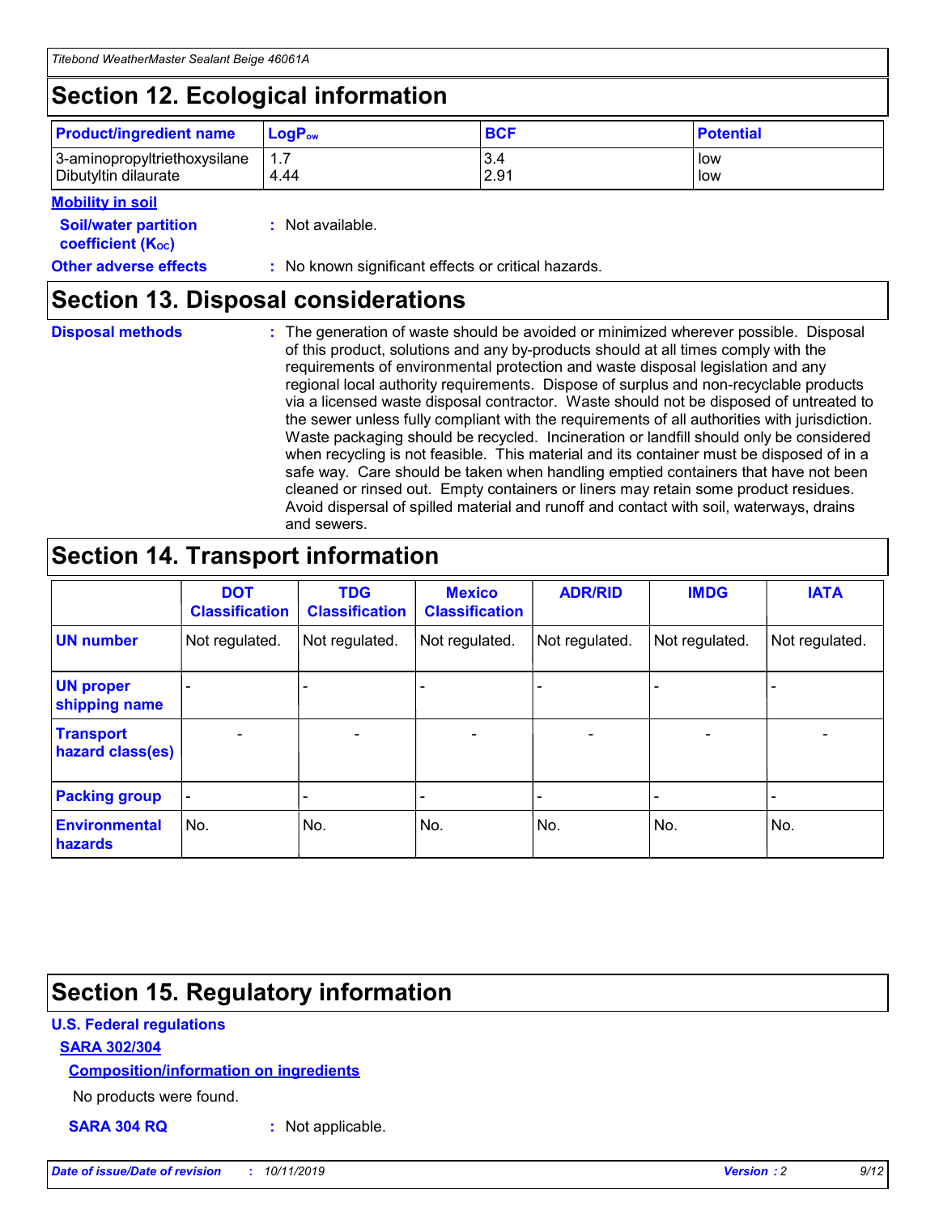## Section 12. Ecological information

| Product/ingredient name | $LogP_{ow}$ | BCF | Potential |
|---|---|---|---|
| 3-aminopropyltriethoxysilane | 1.7 | 3.4 | low |
| Dibutyltin dilaurate | 4.44 | 2.91 | low |

**Mobility in soil**

**Soil/water partition coefficient ($K_{OC}$)** : Not available.

**Other adverse effects** : No known significant effects or critical hazards.

## Section 13. Disposal considerations

**Disposal methods** : The generation of waste should be avoided or minimized wherever possible. Disposal of this product, solutions and any by-products should at all times comply with the requirements of environmental protection and waste disposal legislation and any regional local authority requirements. Dispose of surplus and non-recyclable products via a licensed waste disposal contractor. Waste should not be disposed of untreated to the sewer unless fully compliant with the requirements of all authorities with jurisdiction. Waste packaging should be recycled. Incineration or landfill should only be considered when recycling is not feasible. This material and its container must be disposed of in a safe way. Care should be taken when handling emptied containers that have not been cleaned or rinsed out. Empty containers or liners may retain some product residues. Avoid dispersal of spilled material and runoff and contact with soil, waterways, drains and sewers.

## Section 14. Transport information

| | DOT Classification | TDG Classification | Mexico Classification | ADR/RID | IMDG | IATA |
|---|---|---|---|---|---|---|
| UN number | Not regulated. | Not regulated. | Not regulated. | Not regulated. | Not regulated. | Not regulated. |
| UN proper shipping name | - | - | - | - | - | - |
| Transport hazard class(es) | - | - | - | - | - | - |
| Packing group | - | - | - | - | - | - |
| Environmental hazards | No. | No. | No. | No. | No. | No. |

## Section 15. Regulatory information

**U.S. Federal regulations**

**SARA 302/304**

**Composition/information on ingredients**

No products were found.

**SARA 304 RQ** : Not applicable.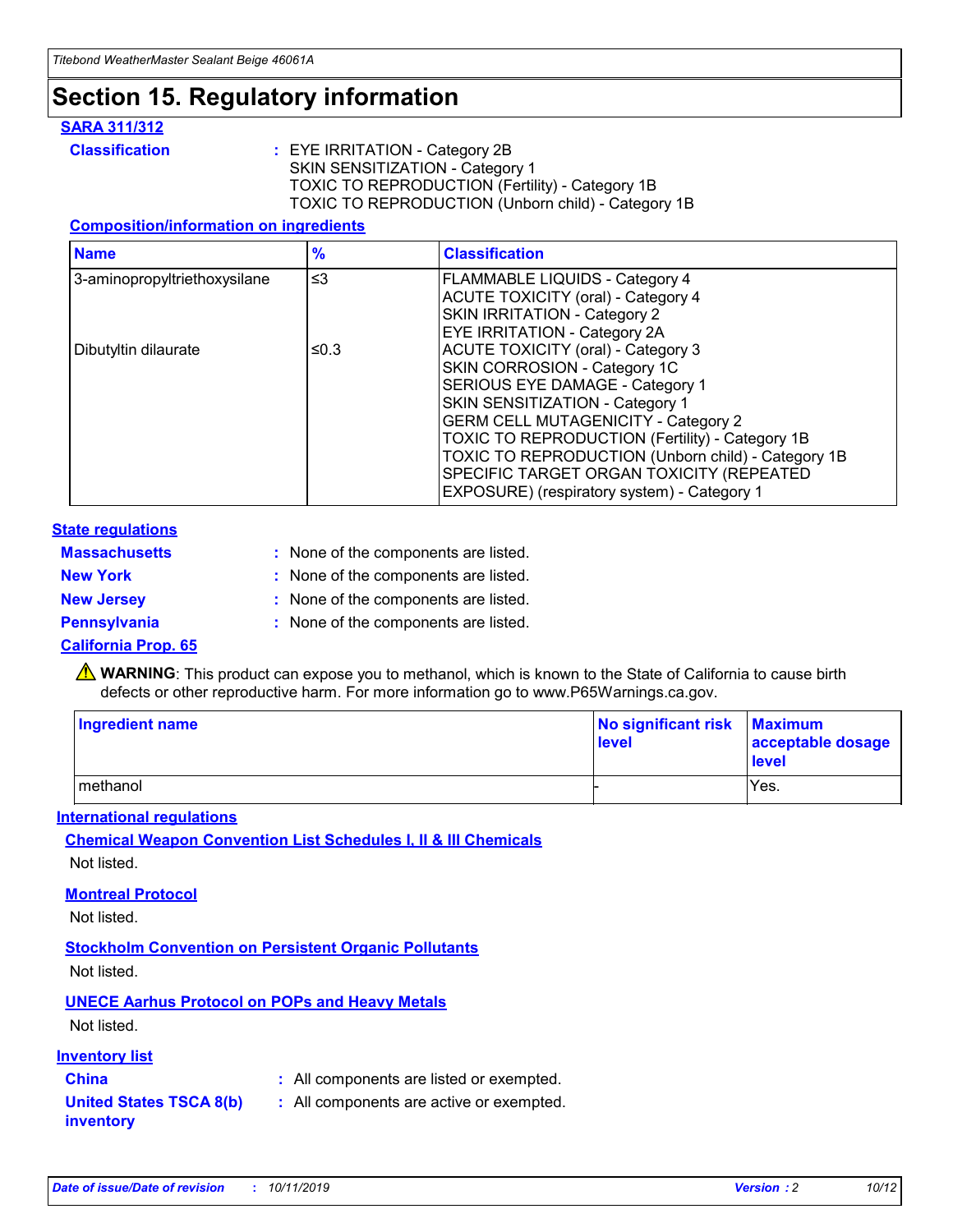# Section 15. Regulatory information

### SARA 311/312

**Classification** : EYE IRRITATION - Category 2B
SKIN SENSITIZATION - Category 1
TOXIC TO REPRODUCTION (Fertility) - Category 1B
TOXIC TO REPRODUCTION (Unborn child) - Category 1B

#### Composition/information on ingredients

| Name | % | Classification |
| --- | --- | --- |
| 3-aminopropyltriethoxysilane | ≤3 | FLAMMABLE LIQUIDS - Category 4<br>ACUTE TOXICITY (oral) - Category 4<br>SKIN IRRITATION - Category 2<br>EYE IRRITATION - Category 2A |
| Dibutyltin dilaurate | ≤0.3 | ACUTE TOXICITY (oral) - Category 3<br>SKIN CORROSION - Category 1C<br>SERIOUS EYE DAMAGE - Category 1<br>SKIN SENSITIZATION - Category 1<br>GERM CELL MUTAGENICITY - Category 2<br>TOXIC TO REPRODUCTION (Fertility) - Category 1B<br>TOXIC TO REPRODUCTION (Unborn child) - Category 1B<br>SPECIFIC TARGET ORGAN TOXICITY (REPEATED EXPOSURE) (respiratory system) - Category 1 |

### State regulations

**Massachusetts** : None of the components are listed.

**New York** : None of the components are listed.

**New Jersey** : None of the components are listed.

**Pennsylvania** : None of the components are listed.

### California Prop. 65

⚠ **WARNING**: This product can expose you to methanol, which is known to the State of California to cause birth defects or other reproductive harm. For more information go to www.P65Warnings.ca.gov.

| Ingredient name | No significant risk level | Maximum acceptable dosage level |
| --- | --- | --- |
| methanol | - | Yes. |

### International regulations

#### Chemical Weapon Convention List Schedules I, II & III Chemicals

Not listed.

#### Montreal Protocol

Not listed.

#### Stockholm Convention on Persistent Organic Pollutants

Not listed.

#### UNECE Aarhus Protocol on POPs and Heavy Metals

Not listed.

### Inventory list

**China** : All components are listed or exempted.

**United States TSCA 8(b) inventory** : All components are active or exempted.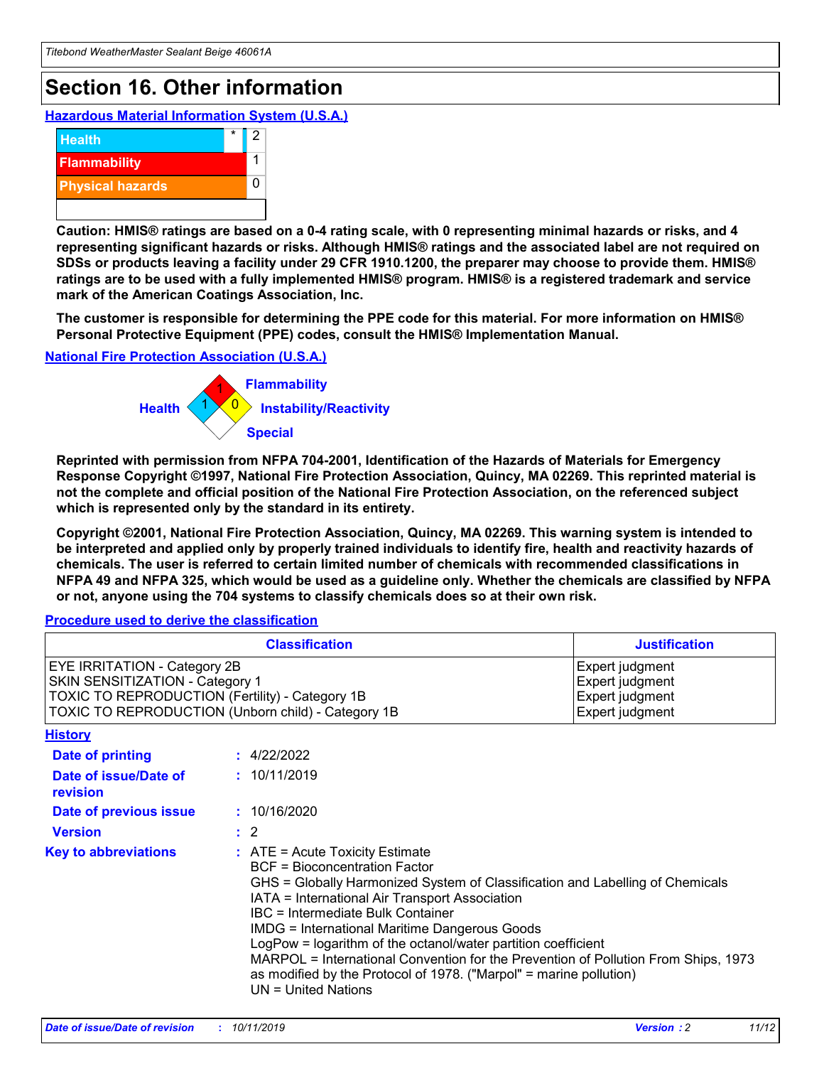# Section 16. Other information

**Hazardous Material Information System (U.S.A.)**

| | | |
|---|---|---|
| Health | * | 2 |
| Flammability | | 1 |
| Physical hazards | | 0 |

**Caution: HMIS® ratings are based on a 0-4 rating scale, with 0 representing minimal hazards or risks, and 4 representing significant hazards or risks. Although HMIS® ratings and the associated label are not required on SDSs or products leaving a facility under 29 CFR 1910.1200, the preparer may choose to provide them. HMIS® ratings are to be used with a fully implemented HMIS® program. HMIS® is a registered trademark and service mark of the American Coatings Association, Inc.**

**The customer is responsible for determining the PPE code for this material. For more information on HMIS® Personal Protective Equipment (PPE) codes, consult the HMIS® Implementation Manual.**

**National Fire Protection Association (U.S.A.)**

Health: 1
Flammability: 1
Instability/Reactivity: 0
Special:

**Reprinted with permission from NFPA 704-2001, Identification of the Hazards of Materials for Emergency Response Copyright ©1997, National Fire Protection Association, Quincy, MA 02269. This reprinted material is not the complete and official position of the National Fire Protection Association, on the referenced subject which is represented only by the standard in its entirety.**

**Copyright ©2001, National Fire Protection Association, Quincy, MA 02269. This warning system is intended to be interpreted and applied only by properly trained individuals to identify fire, health and reactivity hazards of chemicals. The user is referred to certain limited number of chemicals with recommended classifications in NFPA 49 and NFPA 325, which would be used as a guideline only. Whether the chemicals are classified by NFPA or not, anyone using the 704 systems to classify chemicals does so at their own risk.**

**Procedure used to derive the classification**

| Classification | Justification |
|---|---|
| EYE IRRITATION - Category 2B | Expert judgment |
| SKIN SENSITIZATION - Category 1 | Expert judgment |
| TOXIC TO REPRODUCTION (Fertility) - Category 1B | Expert judgment |
| TOXIC TO REPRODUCTION (Unborn child) - Category 1B | Expert judgment |

**History**

**Date of printing** : 4/22/2022

**Date of issue/Date of revision** : 10/11/2019

**Date of previous issue** : 10/16/2020

**Version** : 2

**Key to abbreviations** :
ATE = Acute Toxicity Estimate
BCF = Bioconcentration Factor
GHS = Globally Harmonized System of Classification and Labelling of Chemicals
IATA = International Air Transport Association
IBC = Intermediate Bulk Container
IMDG = International Maritime Dangerous Goods
LogPow = logarithm of the octanol/water partition coefficient
MARPOL = International Convention for the Prevention of Pollution From Ships, 1973 as modified by the Protocol of 1978. ("Marpol" = marine pollution)
UN = United Nations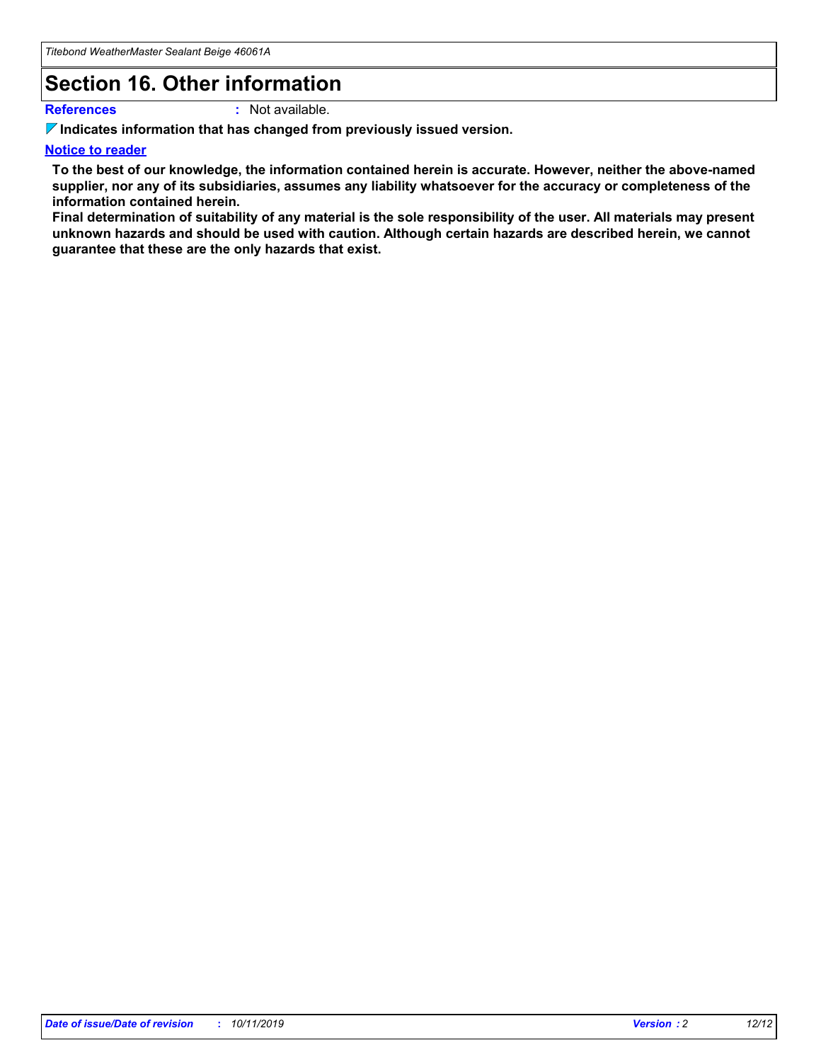# Section 16. Other information

**References** : Not available.

**Indicates information that has changed from previously issued version.**

**Notice to reader**

**To the best of our knowledge, the information contained herein is accurate. However, neither the above-named supplier, nor any of its subsidiaries, assumes any liability whatsoever for the accuracy or completeness of the information contained herein.**

**Final determination of suitability of any material is the sole responsibility of the user. All materials may present unknown hazards and should be used with caution. Although certain hazards are described herein, we cannot guarantee that these are the only hazards that exist.**